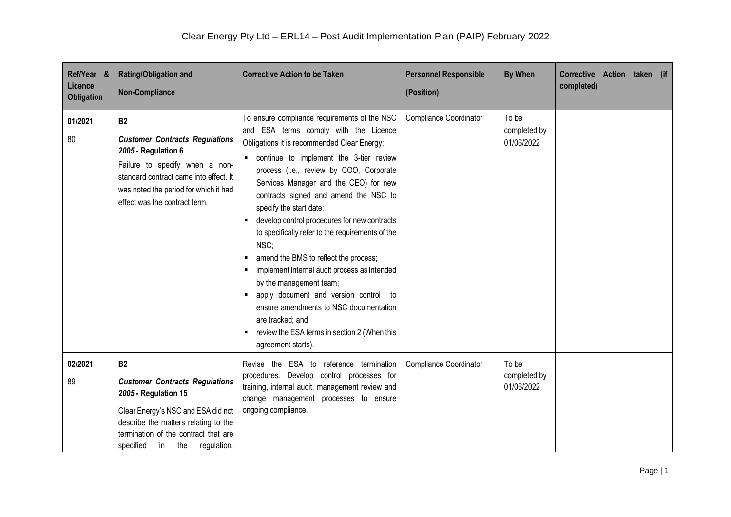# Clear Energy Pty Ltd – ERL14 – Post Audit Implementation Plan (PAIP) February 2022

| Ref/Year & Licence Obligation | Rating/Obligation and Non-Compliance | Corrective Action to be Taken | Personnel Responsible (Position) | By When | Corrective Action taken (if completed) |
|---|---|---|---|---|---|
| 01/2021<br>80 | **B2**<br>***Customer Contracts Regulations 2005* - Regulation 6**<br>Failure to specify when a non-standard contract came into effect. It was noted the period for which it had effect was the contract term. | To ensure compliance requirements of the NSC and ESA terms comply with the Licence Obligations it is recommended Clear Energy:<br>▪ continue to implement the 3-tier review process (i.e., review by COO, Corporate Services Manager and the CEO) for new contracts signed and amend the NSC to specify the start date;<br>▪ develop control procedures for new contracts to specifically refer to the requirements of the NSC;<br>▪ amend the BMS to reflect the process;<br>▪ implement internal audit process as intended by the management team;<br>▪ apply document and version control to ensure amendments to NSC documentation are tracked; and<br>▪ review the ESA terms in section 2 (When this agreement starts). | Compliance Coordinator | To be completed by 01/06/2022 | |
| 02/2021<br>89 | **B2**<br>***Customer Contracts Regulations 2005* - Regulation 15**<br>Clear Energy's NSC and ESA did not describe the matters relating to the termination of the contract that are specified in the regulation. | Revise the ESA to reference termination procedures. Develop control processes for training, internal audit, management review and change management processes to ensure ongoing compliance. | Compliance Coordinator | To be completed by 01/06/2022 | |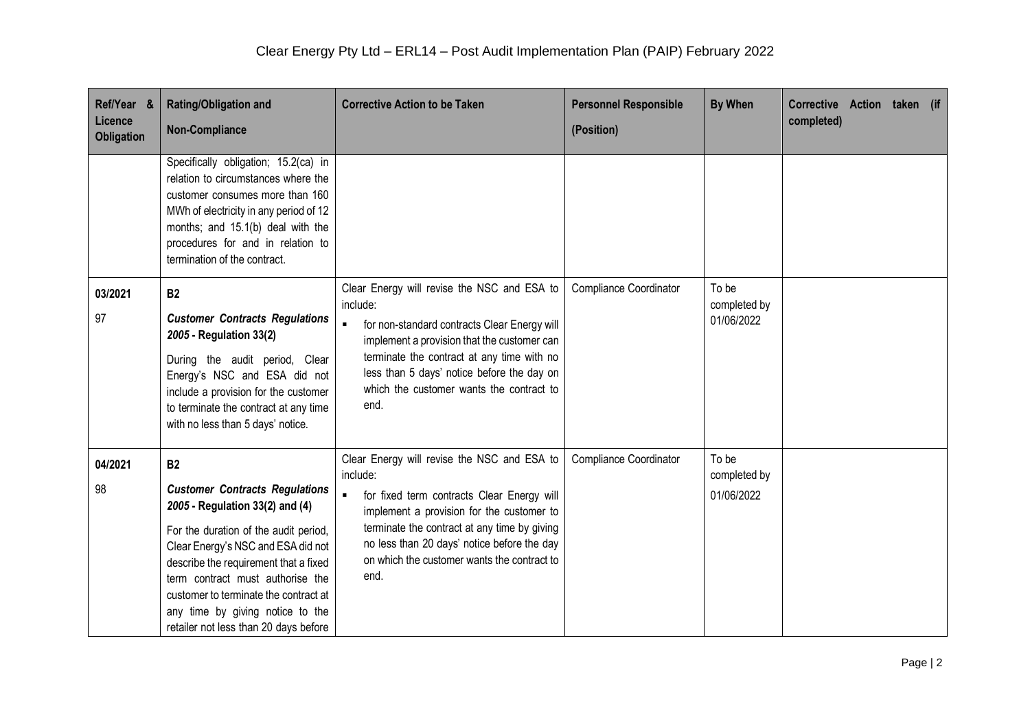| Ref/Year & Licence Obligation | Rating/Obligation and Non-Compliance | Corrective Action to be Taken | Personnel Responsible (Position) | By When | Corrective Action taken (if completed) |
|---|---|---|---|---|---|
| | Specifically obligation; 15.2(ca) in relation to circumstances where the customer consumes more than 160 MWh of electricity in any period of 12 months; and 15.1(b) deal with the procedures for and in relation to termination of the contract. | | | | |
| 03/2021<br>97 | **B2**<br>***Customer Contracts Regulations 2005* - Regulation 33(2)**<br>During the audit period, Clear Energy's NSC and ESA did not include a provision for the customer to terminate the contract at any time with no less than 5 days' notice. | Clear Energy will revise the NSC and ESA to include:<br>▪ for non-standard contracts Clear Energy will implement a provision that the customer can terminate the contract at any time with no less than 5 days' notice before the day on which the customer wants the contract to end. | Compliance Coordinator | To be completed by 01/06/2022 | |
| 04/2021<br>98 | **B2**<br>***Customer Contracts Regulations 2005* - Regulation 33(2) and (4)**<br>For the duration of the audit period, Clear Energy's NSC and ESA did not describe the requirement that a fixed term contract must authorise the customer to terminate the contract at any time by giving notice to the retailer not less than 20 days before | Clear Energy will revise the NSC and ESA to include:<br>▪ for fixed term contracts Clear Energy will implement a provision for the customer to terminate the contract at any time by giving no less than 20 days' notice before the day on which the customer wants the contract to end. | Compliance Coordinator | To be completed by 01/06/2022 | |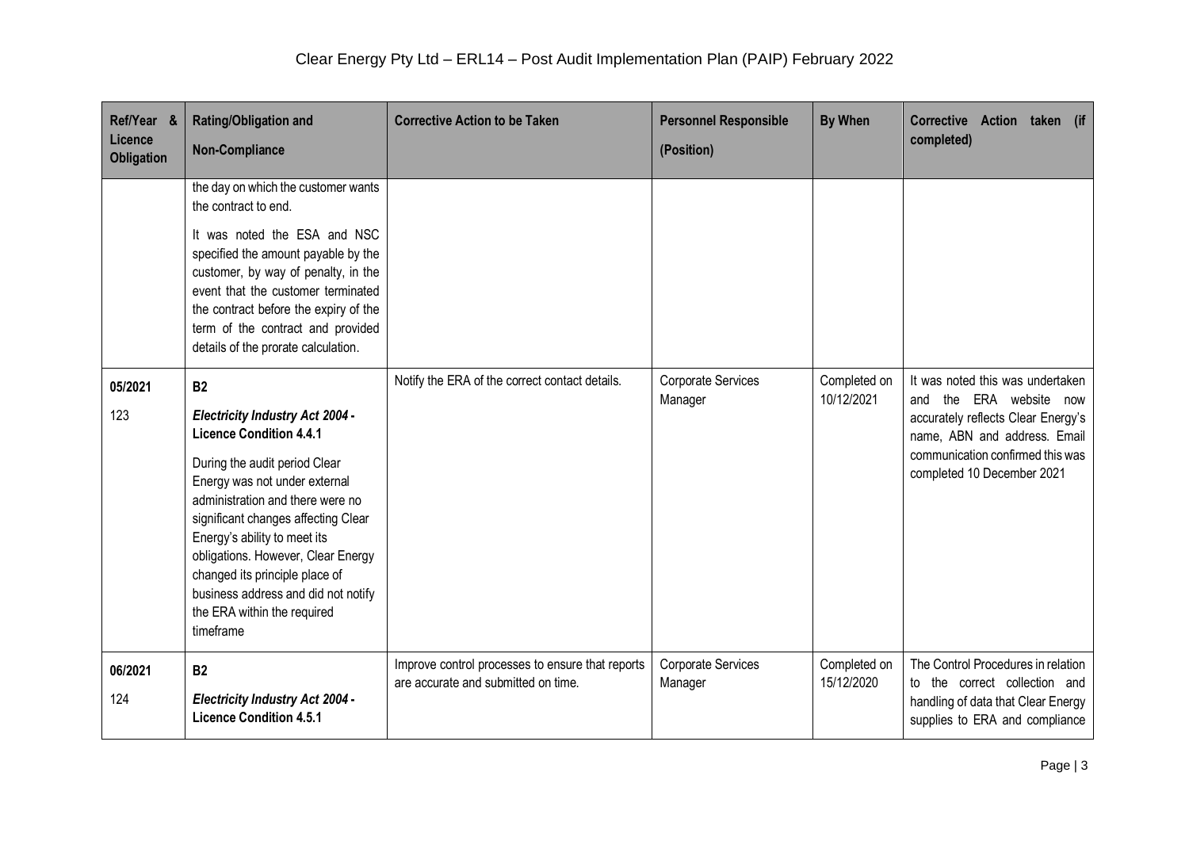# Clear Energy Pty Ltd – ERL14 – Post Audit Implementation Plan (PAIP) February 2022

| Ref/Year & Licence Obligation | Rating/Obligation and Non-Compliance | Corrective Action to be Taken | Personnel Responsible (Position) | By When | Corrective Action taken (if completed) |
|---|---|---|---|---|---|
| | the day on which the customer wants the contract to end.<br><br>It was noted the ESA and NSC specified the amount payable by the customer, by way of penalty, in the event that the customer terminated the contract before the expiry of the term of the contract and provided details of the prorate calculation. | | | | |
| 05/2021<br><br>123 | **B2**<br><br>***Electricity Industry Act 2004* - Licence Condition 4.4.1**<br><br>During the audit period Clear Energy was not under external administration and there were no significant changes affecting Clear Energy's ability to meet its obligations. However, Clear Energy changed its principle place of business address and did not notify the ERA within the required timeframe | Notify the ERA of the correct contact details. | Corporate Services Manager | Completed on 10/12/2021 | It was noted this was undertaken and the ERA website now accurately reflects Clear Energy's name, ABN and address. Email communication confirmed this was completed 10 December 2021 |
| 06/2021<br><br>124 | **B2**<br><br>***Electricity Industry Act 2004* - Licence Condition 4.5.1** | Improve control processes to ensure that reports are accurate and submitted on time. | Corporate Services Manager | Completed on 15/12/2020 | The Control Procedures in relation to the correct collection and handling of data that Clear Energy supplies to ERA and compliance |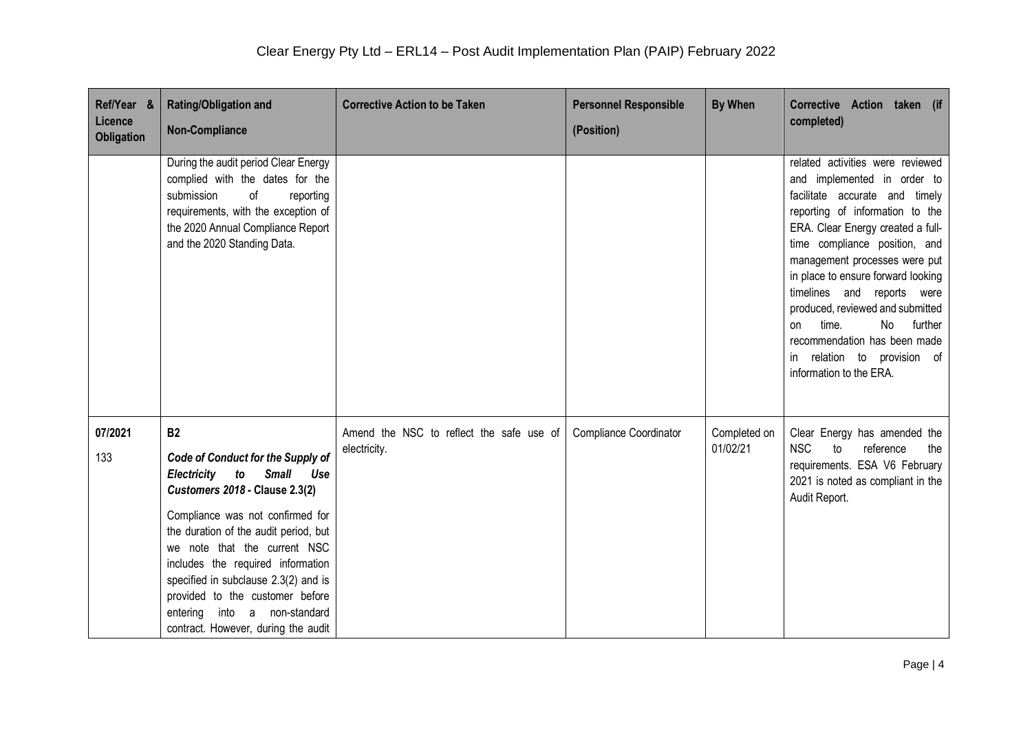# Clear Energy Pty Ltd – ERL14 – Post Audit Implementation Plan (PAIP) February 2022

| Ref/Year & Licence Obligation | Rating/Obligation and Non-Compliance | Corrective Action to be Taken | Personnel Responsible (Position) | By When | Corrective Action taken (if completed) |
|---|---|---|---|---|---|
| | During the audit period Clear Energy complied with the dates for the submission of reporting requirements, with the exception of the 2020 Annual Compliance Report and the 2020 Standing Data. | | | | related activities were reviewed and implemented in order to facilitate accurate and timely reporting of information to the ERA. Clear Energy created a full-time compliance position, and management processes were put in place to ensure forward looking timelines and reports were produced, reviewed and submitted on time. No further recommendation has been made in relation to provision of information to the ERA. |
| **07/2021** 133 | **B2** ***Code of Conduct for the Supply of Electricity to Small Use Customers 2018* - Clause 2.3(2)** Compliance was not confirmed for the duration of the audit period, but we note that the current NSC includes the required information specified in subclause 2.3(2) and is provided to the customer before entering into a non-standard contract. However, during the audit | Amend the NSC to reflect the safe use of electricity. | Compliance Coordinator | Completed on 01/02/21 | Clear Energy has amended the NSC to reference the requirements. ESA V6 February 2021 is noted as compliant in the Audit Report. |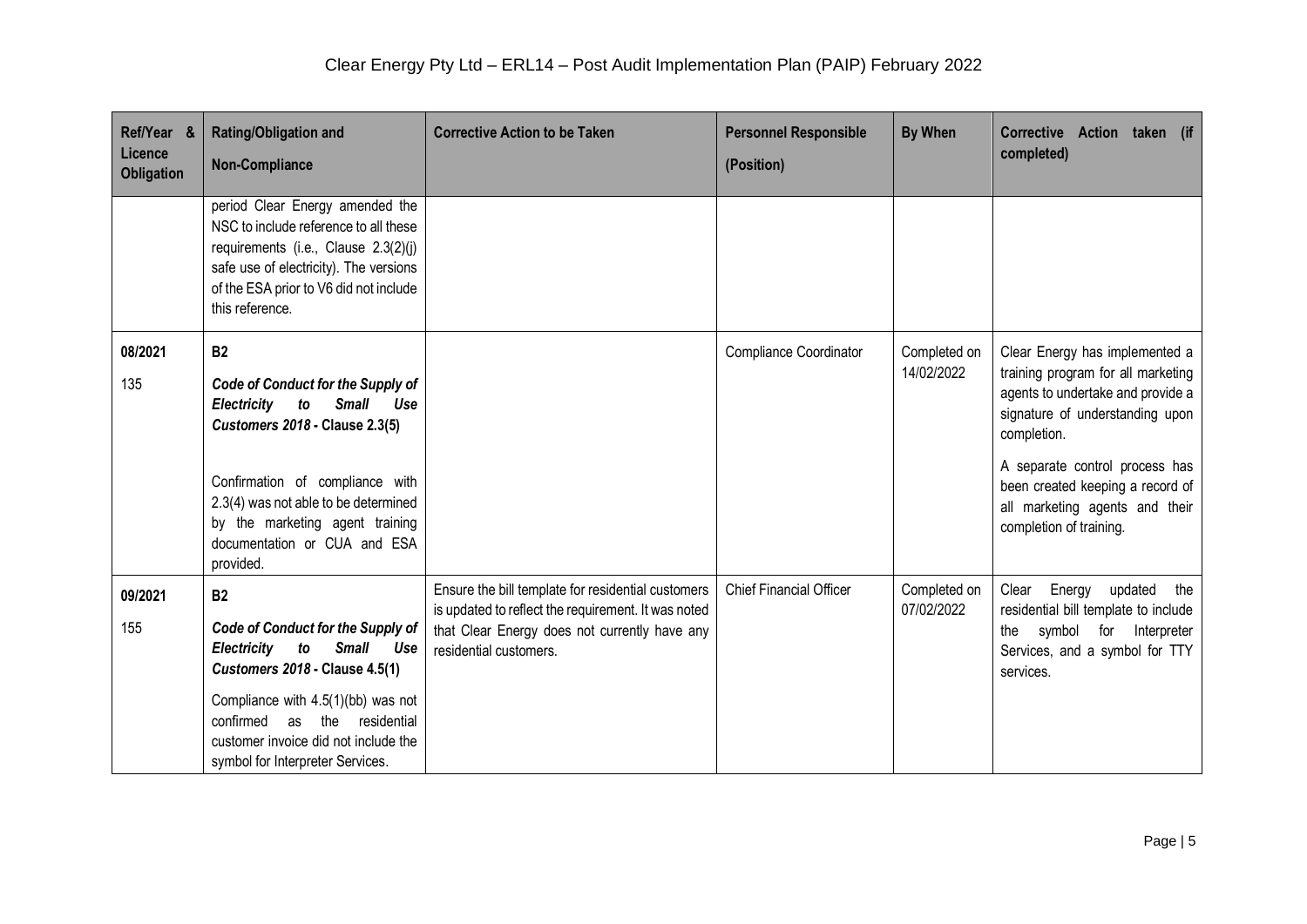| Ref/Year & Licence Obligation | Rating/Obligation and Non-Compliance | Corrective Action to be Taken | Personnel Responsible (Position) | By When | Corrective Action taken (if completed) |
|---|---|---|---|---|---|
| | period Clear Energy amended the NSC to include reference to all these requirements (i.e., Clause 2.3(2)(j) safe use of electricity). The versions of the ESA prior to V6 did not include this reference. | | | | |
| 08/2021<br><br>135 | **B2**<br><br>***Code of Conduct for the Supply of Electricity to Small Use Customers 2018* - Clause 2.3(5)**<br><br>Confirmation of compliance with 2.3(4) was not able to be determined by the marketing agent training documentation or CUA and ESA provided. | | Compliance Coordinator | Completed on 14/02/2022 | Clear Energy has implemented a training program for all marketing agents to undertake and provide a signature of understanding upon completion.<br><br>A separate control process has been created keeping a record of all marketing agents and their completion of training. |
| 09/2021<br><br>155 | **B2**<br><br>***Code of Conduct for the Supply of Electricity to Small Use Customers 2018* - Clause 4.5(1)**<br><br>Compliance with 4.5(1)(bb) was not confirmed as the residential customer invoice did not include the symbol for Interpreter Services. | Ensure the bill template for residential customers is updated to reflect the requirement. It was noted that Clear Energy does not currently have any residential customers. | Chief Financial Officer | Completed on 07/02/2022 | Clear Energy updated the residential bill template to include the symbol for Interpreter Services, and a symbol for TTY services. |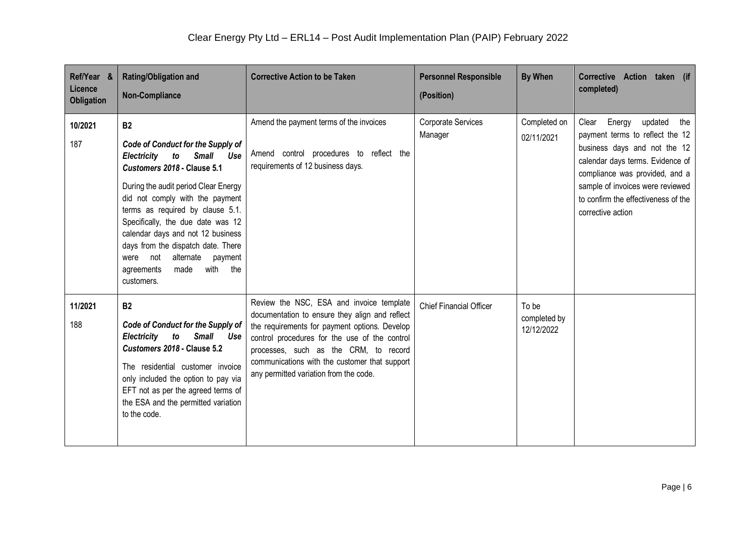| Ref/Year & Licence Obligation | Rating/Obligation and Non-Compliance | Corrective Action to be Taken | Personnel Responsible (Position) | By When | Corrective Action taken (if completed) |
|---|---|---|---|---|---|
| 10/2021<br><br>187 | **B2**<br><br>***Code of Conduct for the Supply of Electricity to Small Use Customers 2018* - Clause 5.1**<br><br>During the audit period Clear Energy did not comply with the payment terms as required by clause 5.1. Specifically, the due date was 12 calendar days and not 12 business days from the dispatch date. There were not alternate payment agreements made with the customers. | Amend the payment terms of the invoices<br><br>Amend control procedures to reflect the requirements of 12 business days. | Corporate Services Manager | Completed on 02/11/2021 | Clear Energy updated the payment terms to reflect the 12 business days and not the 12 calendar days terms. Evidence of compliance was provided, and a sample of invoices were reviewed to confirm the effectiveness of the corrective action |
| 11/2021<br><br>188 | **B2**<br><br>***Code of Conduct for the Supply of Electricity to Small Use Customers 2018* - Clause 5.2**<br><br>The residential customer invoice only included the option to pay via EFT not as per the agreed terms of the ESA and the permitted variation to the code. | Review the NSC, ESA and invoice template documentation to ensure they align and reflect the requirements for payment options. Develop control procedures for the use of the control processes, such as the CRM, to record communications with the customer that support any permitted variation from the code. | Chief Financial Officer | To be completed by 12/12/2022 | |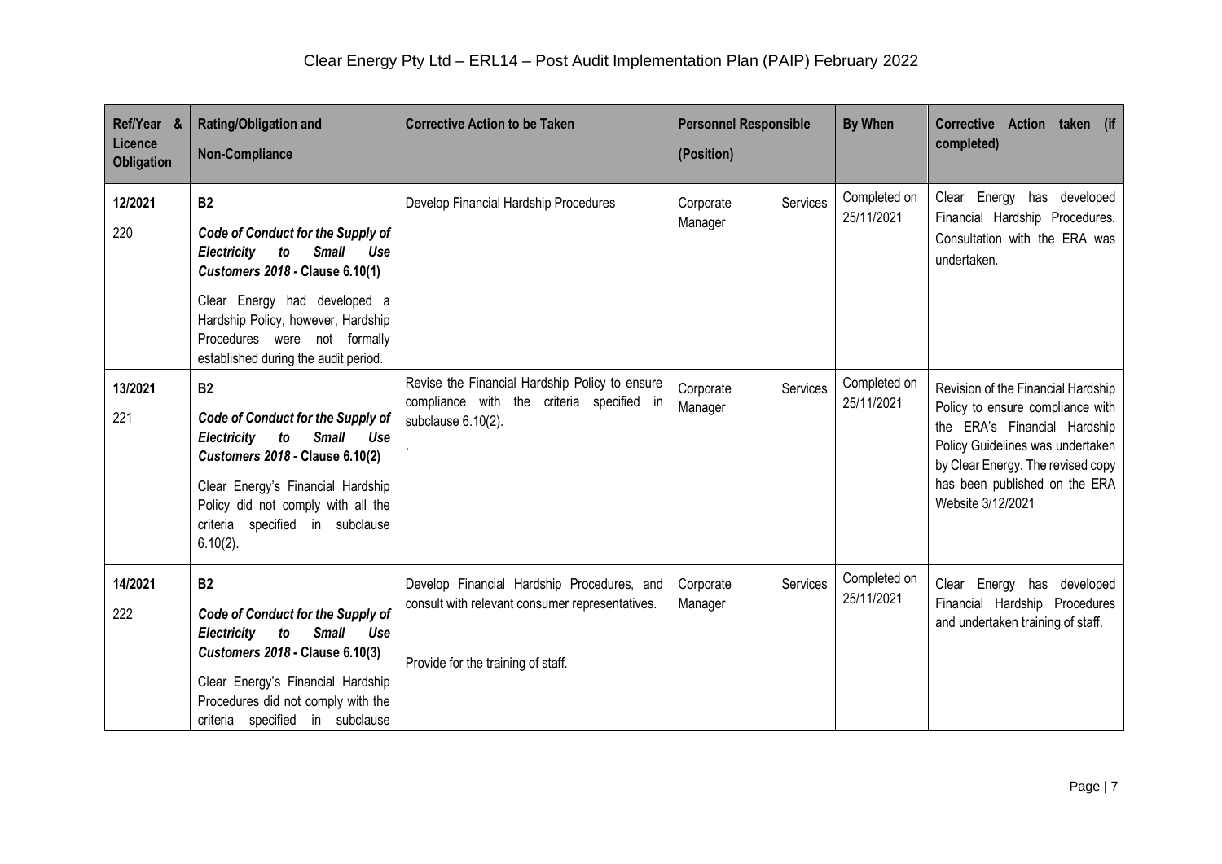# Clear Energy Pty Ltd – ERL14 – Post Audit Implementation Plan (PAIP) February 2022

| Ref/Year & Licence Obligation | Rating/Obligation and Non-Compliance | Corrective Action to be Taken | Personnel Responsible (Position) | By When | Corrective Action taken (if completed) |
|---|---|---|---|---|---|
| 12/2021<br>220 | **B2**<br>***Code of Conduct for the Supply of Electricity to Small Use Customers 2018* - Clause 6.10(1)**<br>Clear Energy had developed a Hardship Policy, however, Hardship Procedures were not formally established during the audit period. | Develop Financial Hardship Procedures | Corporate Services Manager | Completed on 25/11/2021 | Clear Energy has developed Financial Hardship Procedures. Consultation with the ERA was undertaken. |
| 13/2021<br>221 | **B2**<br>***Code of Conduct for the Supply of Electricity to Small Use Customers 2018* - Clause 6.10(2)**<br>Clear Energy's Financial Hardship Policy did not comply with all the criteria specified in subclause 6.10(2). | Revise the Financial Hardship Policy to ensure compliance with the criteria specified in subclause 6.10(2).<br>. | Corporate Services Manager | Completed on 25/11/2021 | Revision of the Financial Hardship Policy to ensure compliance with the ERA's Financial Hardship Policy Guidelines was undertaken by Clear Energy. The revised copy has been published on the ERA Website 3/12/2021 |
| 14/2021<br>222 | **B2**<br>***Code of Conduct for the Supply of Electricity to Small Use Customers 2018* - Clause 6.10(3)**<br>Clear Energy's Financial Hardship Procedures did not comply with the criteria specified in subclause | Develop Financial Hardship Procedures, and consult with relevant consumer representatives.<br><br>Provide for the training of staff. | Corporate Services Manager | Completed on 25/11/2021 | Clear Energy has developed Financial Hardship Procedures and undertaken training of staff. |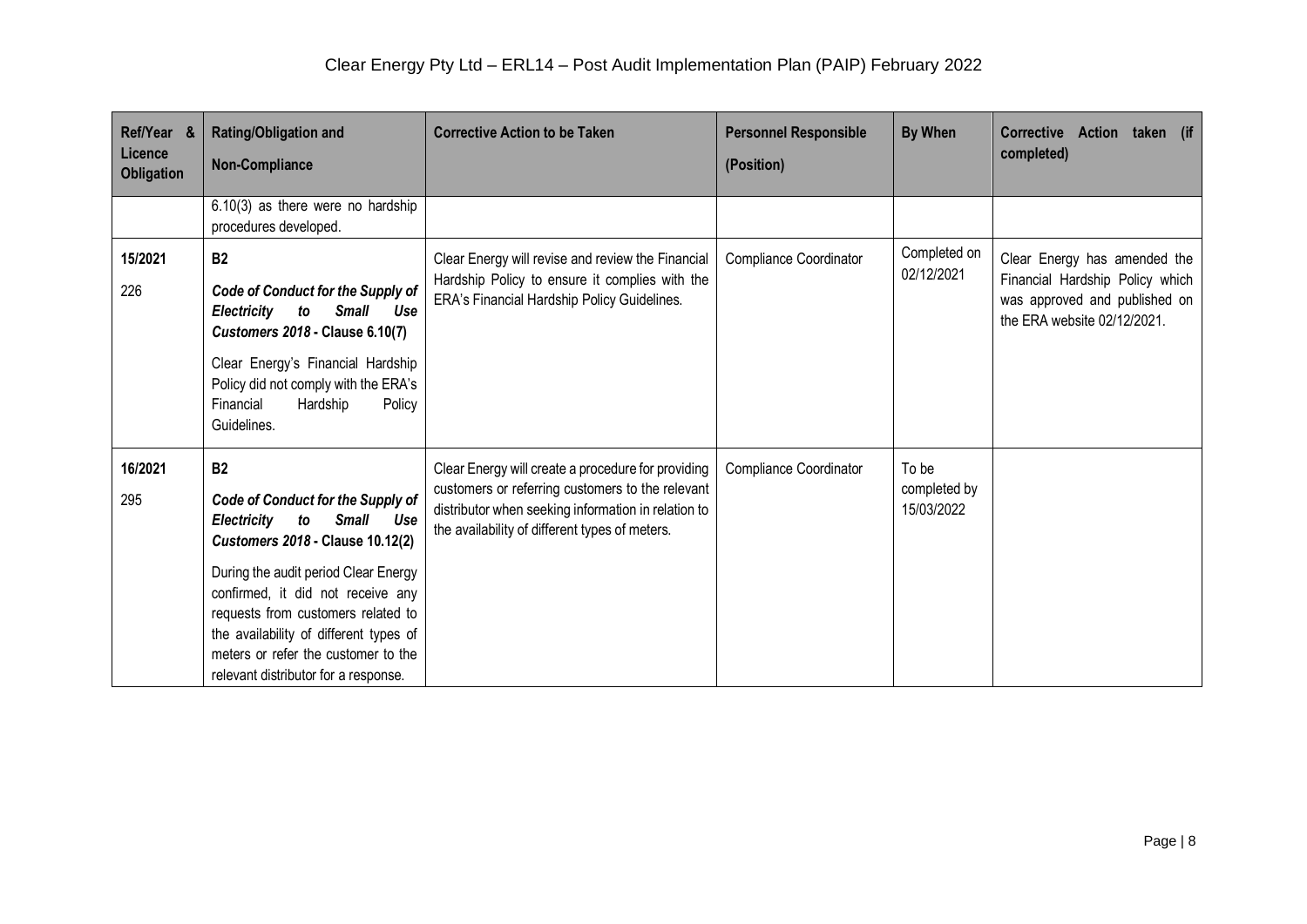| Ref/Year & Licence Obligation | Rating/Obligation and Non-Compliance | Corrective Action to be Taken | Personnel Responsible (Position) | By When | Corrective Action taken (if completed) |
|---|---|---|---|---|---|
| | 6.10(3) as there were no hardship procedures developed. | | | | |
| 15/2021<br><br>226 | **B2**<br><br>***Code of Conduct for the Supply of Electricity to Small Use Customers 2018* - Clause 6.10(7)**<br><br>Clear Energy's Financial Hardship Policy did not comply with the ERA's Financial Hardship Policy Guidelines. | Clear Energy will revise and review the Financial Hardship Policy to ensure it complies with the ERA's Financial Hardship Policy Guidelines. | Compliance Coordinator | Completed on 02/12/2021 | Clear Energy has amended the Financial Hardship Policy which was approved and published on the ERA website 02/12/2021. |
| 16/2021<br><br>295 | **B2**<br><br>***Code of Conduct for the Supply of Electricity to Small Use Customers 2018* - Clause 10.12(2)**<br><br>During the audit period Clear Energy confirmed, it did not receive any requests from customers related to the availability of different types of meters or refer the customer to the relevant distributor for a response. | Clear Energy will create a procedure for providing customers or referring customers to the relevant distributor when seeking information in relation to the availability of different types of meters. | Compliance Coordinator | To be completed by 15/03/2022 | |